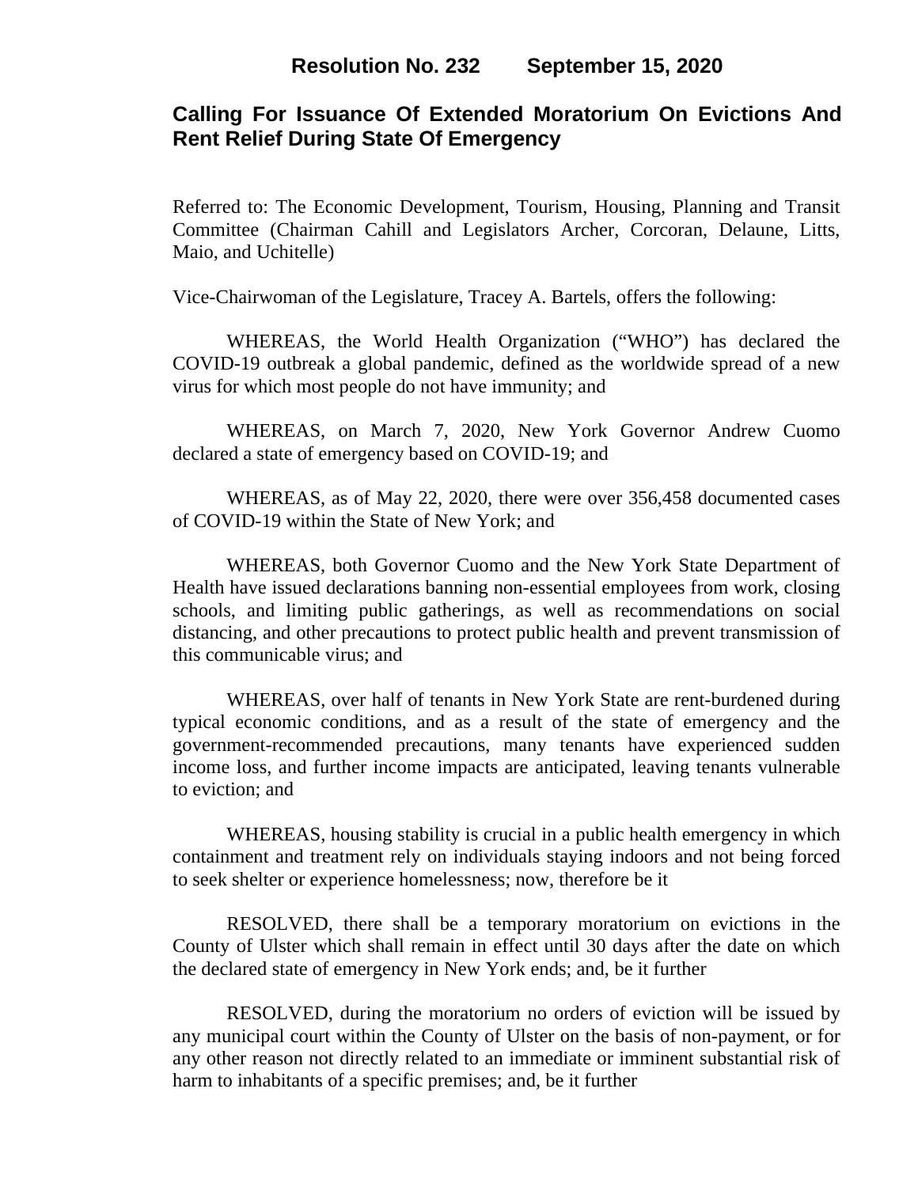# Resolution No. 232 September 15, 2020

## Calling For Issuance Of Extended Moratorium On Evictions And Rent Relief During State Of Emergency

Referred to: The Economic Development, Tourism, Housing, Planning and Transit Committee (Chairman Cahill and Legislators Archer, Corcoran, Delaune, Litts, Maio, and Uchitelle)

Vice-Chairwoman of the Legislature, Tracey A. Bartels, offers the following:

WHEREAS, the World Health Organization ("WHO") has declared the COVID-19 outbreak a global pandemic, defined as the worldwide spread of a new virus for which most people do not have immunity; and

WHEREAS, on March 7, 2020, New York Governor Andrew Cuomo declared a state of emergency based on COVID-19; and

WHEREAS, as of May 22, 2020, there were over 356,458 documented cases of COVID-19 within the State of New York; and

WHEREAS, both Governor Cuomo and the New York State Department of Health have issued declarations banning non-essential employees from work, closing schools, and limiting public gatherings, as well as recommendations on social distancing, and other precautions to protect public health and prevent transmission of this communicable virus; and

WHEREAS, over half of tenants in New York State are rent-burdened during typical economic conditions, and as a result of the state of emergency and the government-recommended precautions, many tenants have experienced sudden income loss, and further income impacts are anticipated, leaving tenants vulnerable to eviction; and

WHEREAS, housing stability is crucial in a public health emergency in which containment and treatment rely on individuals staying indoors and not being forced to seek shelter or experience homelessness; now, therefore be it

RESOLVED, there shall be a temporary moratorium on evictions in the County of Ulster which shall remain in effect until 30 days after the date on which the declared state of emergency in New York ends; and, be it further

RESOLVED, during the moratorium no orders of eviction will be issued by any municipal court within the County of Ulster on the basis of non-payment, or for any other reason not directly related to an immediate or imminent substantial risk of harm to inhabitants of a specific premises; and, be it further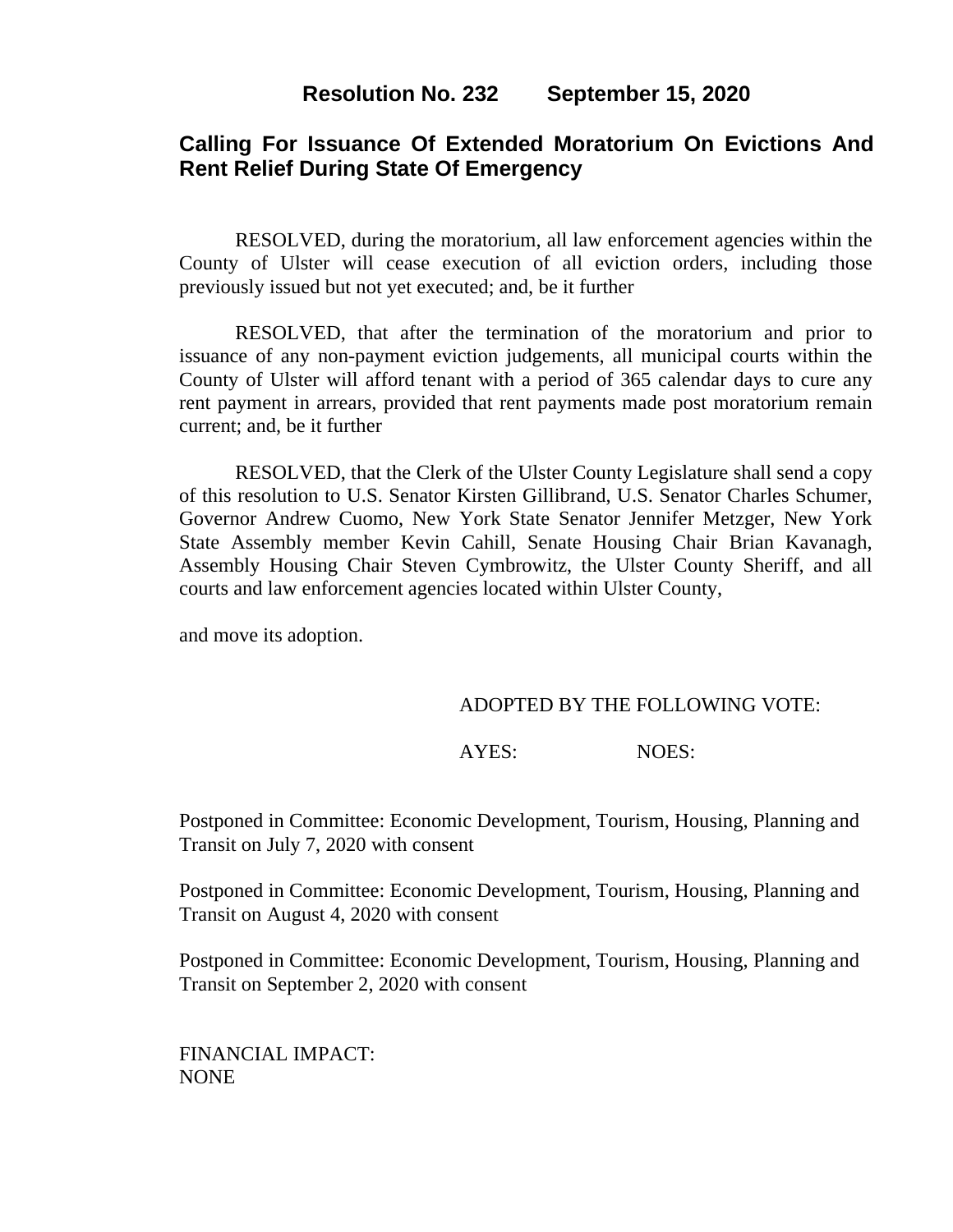**Resolution No. 232 September 15, 2020**

## Calling For Issuance Of Extended Moratorium On Evictions And Rent Relief During State Of Emergency

RESOLVED, during the moratorium, all law enforcement agencies within the County of Ulster will cease execution of all eviction orders, including those previously issued but not yet executed; and, be it further

RESOLVED, that after the termination of the moratorium and prior to issuance of any non-payment eviction judgements, all municipal courts within the County of Ulster will afford tenant with a period of 365 calendar days to cure any rent payment in arrears, provided that rent payments made post moratorium remain current; and, be it further

RESOLVED, that the Clerk of the Ulster County Legislature shall send a copy of this resolution to U.S. Senator Kirsten Gillibrand, U.S. Senator Charles Schumer, Governor Andrew Cuomo, New York State Senator Jennifer Metzger, New York State Assembly member Kevin Cahill, Senate Housing Chair Brian Kavanagh, Assembly Housing Chair Steven Cymbrowitz, the Ulster County Sheriff, and all courts and law enforcement agencies located within Ulster County,

and move its adoption.

ADOPTED BY THE FOLLOWING VOTE:

AYES: NOES:

Postponed in Committee: Economic Development, Tourism, Housing, Planning and Transit on July 7, 2020 with consent

Postponed in Committee: Economic Development, Tourism, Housing, Planning and Transit on August 4, 2020 with consent

Postponed in Committee: Economic Development, Tourism, Housing, Planning and Transit on September 2, 2020 with consent

FINANCIAL IMPACT:
NONE